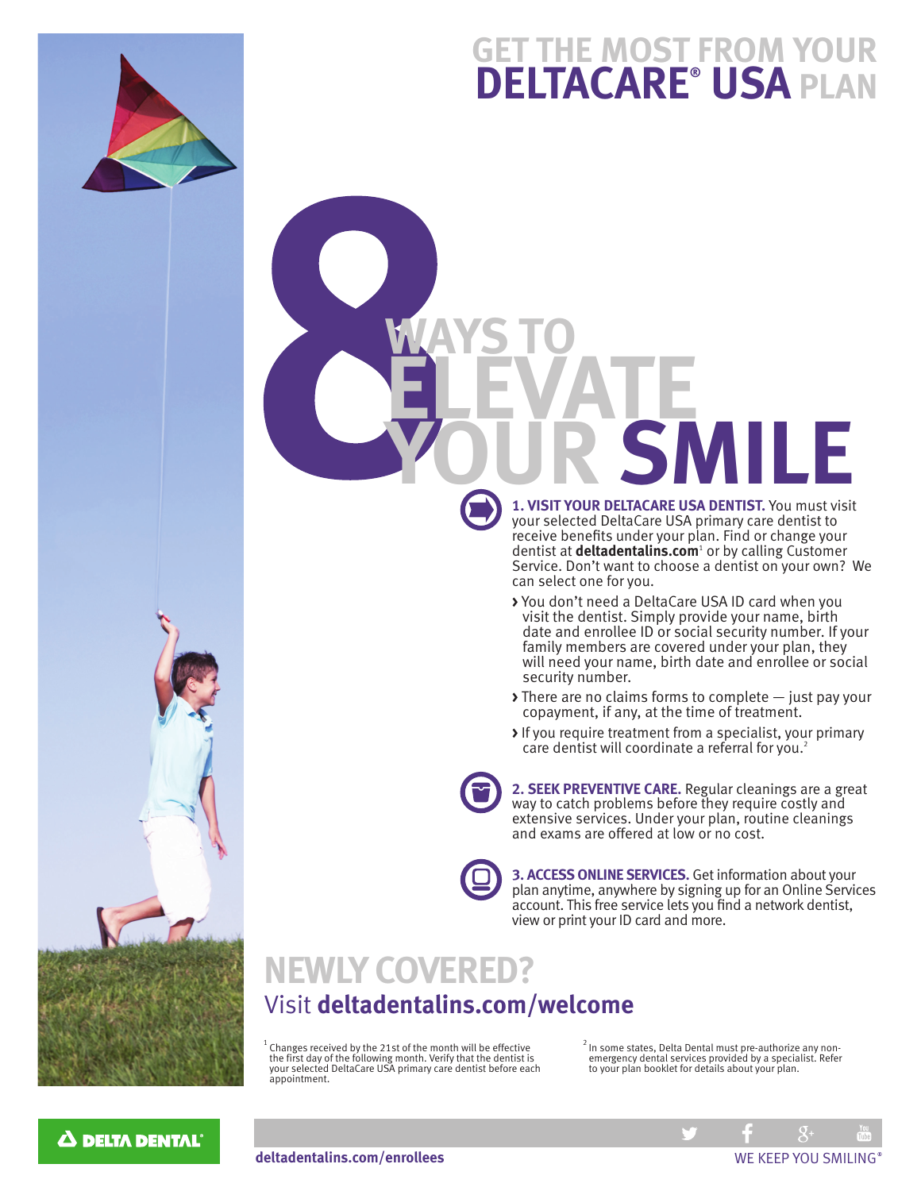# GET THE MOST FROM YOUR DELTACARE® USA PLAN

# 8 WAYS TO ELEVATE YOUR SMILE

**1. VISIT YOUR DELTACARE USA DENTIST.** You must visit your selected DeltaCare USA primary care dentist to receive benefits under your plan. Find or change your dentist at **deltadentalins.com**[1] or by calling Customer Service. Don't want to choose a dentist on your own? We can select one for you.

- You don't need a DeltaCare USA ID card when you visit the dentist. Simply provide your name, birth date and enrollee ID or social security number. If your family members are covered under your plan, they will need your name, birth date and enrollee or social security number.
- There are no claims forms to complete — just pay your copayment, if any, at the time of treatment.
- If you require treatment from a specialist, your primary care dentist will coordinate a referral for you.[2]

**2. SEEK PREVENTIVE CARE.** Regular cleanings are a great way to catch problems before they require costly and extensive services. Under your plan, routine cleanings and exams are offered at low or no cost.

**3. ACCESS ONLINE SERVICES.** Get information about your plan anytime, anywhere by signing up for an Online Services account. This free service lets you find a network dentist, view or print your ID card and more.

## NEWLY COVERED?

Visit **deltadentalins.com/welcome**

[1] Changes received by the 21st of the month will be effective the first day of the following month. Verify that the dentist is your selected DeltaCare USA primary care dentist before each appointment.

[2] In some states, Delta Dental must pre-authorize any non-emergency dental services provided by a specialist. Refer to your plan booklet for details about your plan.

DELTA DENTAL®

**deltadentalins.com/enrollees**

WE KEEP YOU SMILING®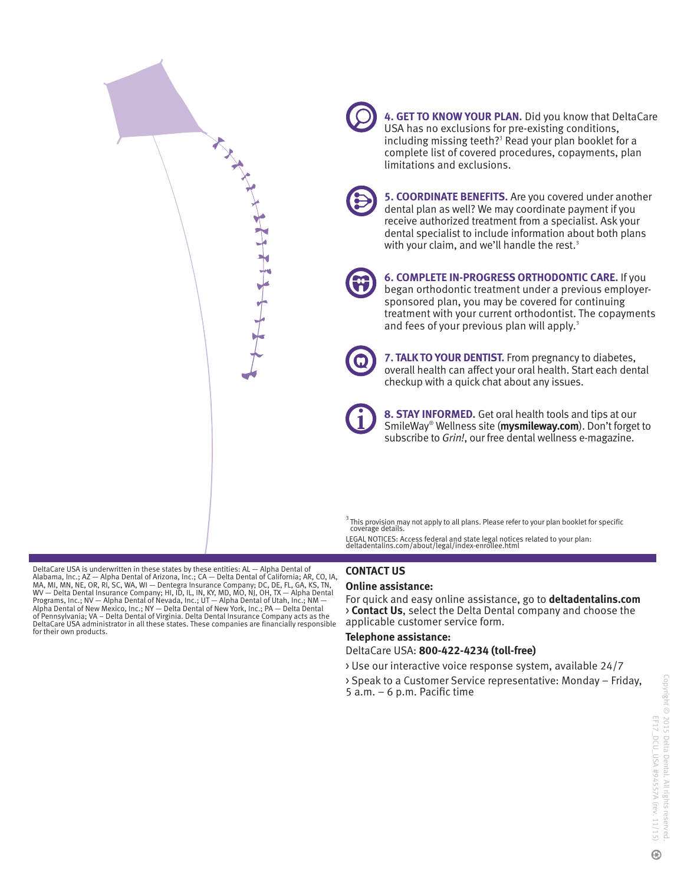**4. GET TO KNOW YOUR PLAN.** Did you know that DeltaCare USA has no exclusions for pre-existing conditions, including missing teeth?[3] Read your plan booklet for a complete list of covered procedures, copayments, plan limitations and exclusions.

**5. COORDINATE BENEFITS.** Are you covered under another dental plan as well? We may coordinate payment if you receive authorized treatment from a specialist. Ask your dental specialist to include information about both plans with your claim, and we'll handle the rest.[3]

**6. COMPLETE IN-PROGRESS ORTHODONTIC CARE.** If you began orthodontic treatment under a previous employer-sponsored plan, you may be covered for continuing treatment with your current orthodontist. The copayments and fees of your previous plan will apply.[3]

**7. TALK TO YOUR DENTIST.** From pregnancy to diabetes, overall health can affect your oral health. Start each dental checkup with a quick chat about any issues.

**8. STAY INFORMED.** Get oral health tools and tips at our SmileWay® Wellness site (**mysmileway.com**). Don't forget to subscribe to *Grin!*, our free dental wellness e-magazine.

[3] This provision may not apply to all plans. Please refer to your plan booklet for specific coverage details.

LEGAL NOTICES: Access federal and state legal notices related to your plan: deltadentalins.com/about/legal/index-enrollee.html

DeltaCare USA is underwritten in these states by these entities: AL — Alpha Dental of Alabama, Inc.; AZ — Alpha Dental of Arizona, Inc.; CA — Delta Dental of California; AR, CO, IA, MA, MI, MN, NE, OR, RI, SC, WA, WI — Dentegra Insurance Company; DC, DE, FL, GA, KS, TN, WV — Delta Dental Insurance Company; HI, ID, IL, IN, KY, MD, MO, NJ, OH, TX — Alpha Dental Programs, Inc.; NV — Alpha Dental of Nevada, Inc.; UT — Alpha Dental of Utah, Inc.; NM — Alpha Dental of New Mexico, Inc.; NY — Delta Dental of New York, Inc.; PA — Delta Dental of Pennsylvania; VA – Delta Dental of Virginia. Delta Dental Insurance Company acts as the DeltaCare USA administrator in all these states. These companies are financially responsible for their own products.

## CONTACT US

**Online assistance:**

For quick and easy online assistance, go to **deltadentalins.com** › **Contact Us**, select the Delta Dental company and choose the applicable customer service form.

**Telephone assistance:**

DeltaCare USA: **800-422-4234 (toll-free)**

› Use our interactive voice response system, available 24/7

› Speak to a Customer Service representative: Monday – Friday, 5 a.m. – 6 p.m. Pacific time

Copyright © 2015 Delta Dental. All rights reserved.
EF17_DCU_USA #94557A (rev. 11/15)